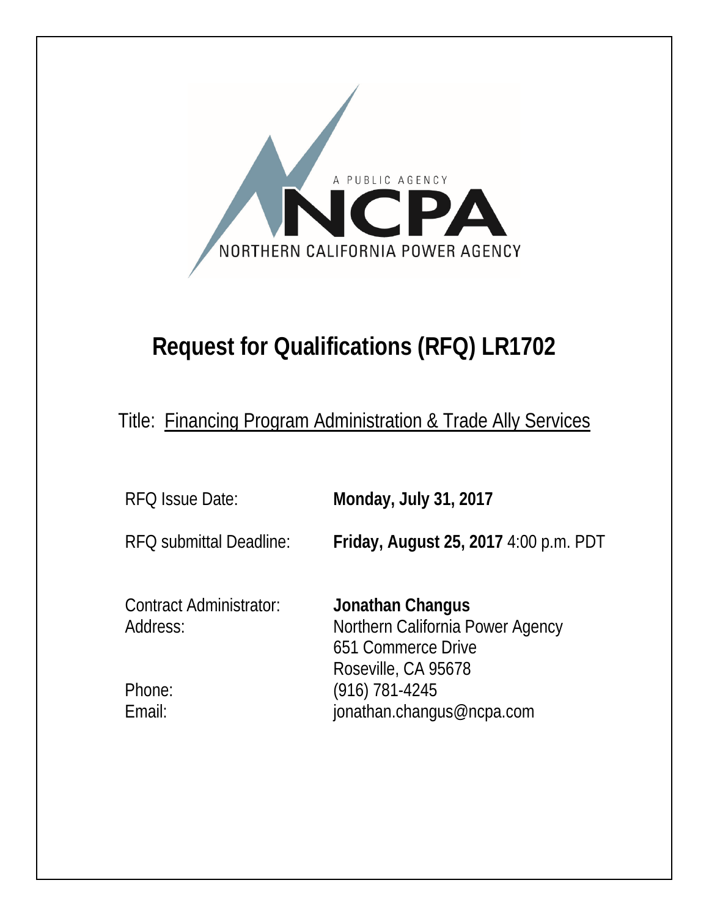A PUBLIC AGENCY

NCPA

NORTHERN CALIFORNIA POWER AGENCY

# Request for Qualifications (RFQ) LR1702

Title: Financing Program Administration & Trade Ally Services

| | |
|---|---|
| RFQ Issue Date: | **Monday, July 31, 2017** |
| RFQ submittal Deadline: | **Friday, August 25, 2017** 4:00 p.m. PDT |
| Contract Administrator: | **Jonathan Changus** |
| Address: | Northern California Power Agency<br>651 Commerce Drive<br>Roseville, CA 95678 |
| Phone: | (916) 781-4245 |
| Email: | jonathan.changus@ncpa.com |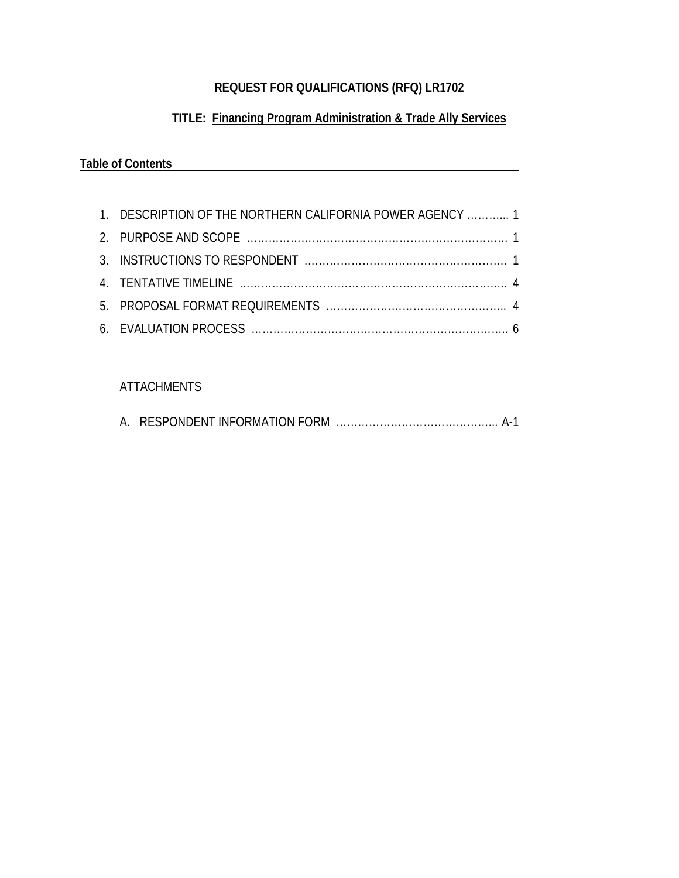**REQUEST FOR QUALIFICATIONS (RFQ) LR1702**

**TITLE: Financing Program Administration & Trade Ally Services**

**Table of Contents**

1. DESCRIPTION OF THE NORTHERN CALIFORNIA POWER AGENCY ……….. 1
2. PURPOSE AND SCOPE ………………………………………………………………. 1
3. INSTRUCTIONS TO RESPONDENT ………………………………………………. 1
4. TENTATIVE TIMELINE …………………………………………………………………. 4
5. PROPOSAL FORMAT REQUIREMENTS ………………………………………….. 4
6. EVALUATION PROCESS ………………………………………………………………. 6

ATTACHMENTS

A. RESPONDENT INFORMATION FORM …………………………………….. A-1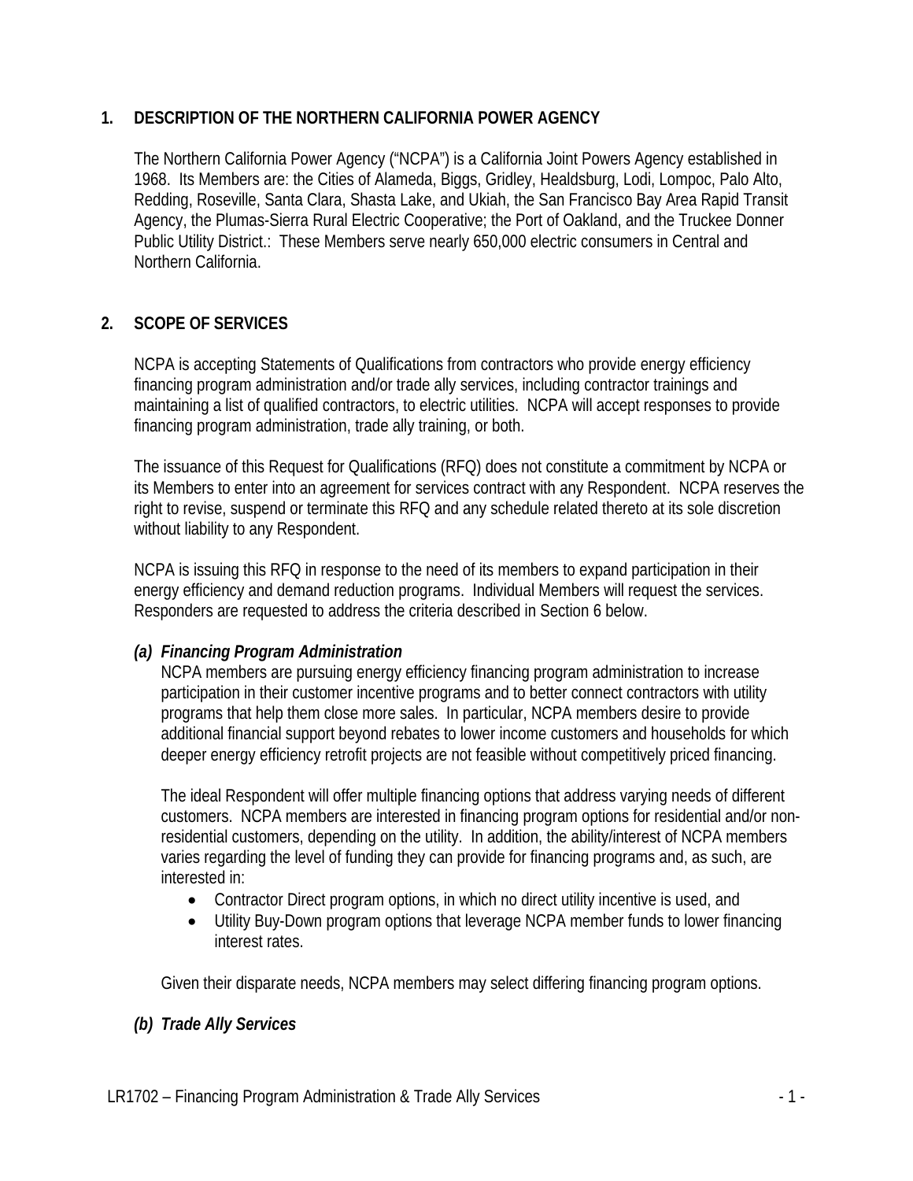## 1. DESCRIPTION OF THE NORTHERN CALIFORNIA POWER AGENCY

The Northern California Power Agency ("NCPA") is a California Joint Powers Agency established in 1968. Its Members are: the Cities of Alameda, Biggs, Gridley, Healdsburg, Lodi, Lompoc, Palo Alto, Redding, Roseville, Santa Clara, Shasta Lake, and Ukiah, the San Francisco Bay Area Rapid Transit Agency, the Plumas-Sierra Rural Electric Cooperative; the Port of Oakland, and the Truckee Donner Public Utility District.: These Members serve nearly 650,000 electric consumers in Central and Northern California.

## 2. SCOPE OF SERVICES

NCPA is accepting Statements of Qualifications from contractors who provide energy efficiency financing program administration and/or trade ally services, including contractor trainings and maintaining a list of qualified contractors, to electric utilities. NCPA will accept responses to provide financing program administration, trade ally training, or both.

The issuance of this Request for Qualifications (RFQ) does not constitute a commitment by NCPA or its Members to enter into an agreement for services contract with any Respondent. NCPA reserves the right to revise, suspend or terminate this RFQ and any schedule related thereto at its sole discretion without liability to any Respondent.

NCPA is issuing this RFQ in response to the need of its members to expand participation in their energy efficiency and demand reduction programs. Individual Members will request the services. Responders are requested to address the criteria described in Section 6 below.

### *(a) Financing Program Administration*

NCPA members are pursuing energy efficiency financing program administration to increase participation in their customer incentive programs and to better connect contractors with utility programs that help them close more sales. In particular, NCPA members desire to provide additional financial support beyond rebates to lower income customers and households for which deeper energy efficiency retrofit projects are not feasible without competitively priced financing.

The ideal Respondent will offer multiple financing options that address varying needs of different customers. NCPA members are interested in financing program options for residential and/or non-residential customers, depending on the utility. In addition, the ability/interest of NCPA members varies regarding the level of funding they can provide for financing programs and, as such, are interested in:

- Contractor Direct program options, in which no direct utility incentive is used, and
- Utility Buy-Down program options that leverage NCPA member funds to lower financing interest rates.

Given their disparate needs, NCPA members may select differing financing program options.

### *(b) Trade Ally Services*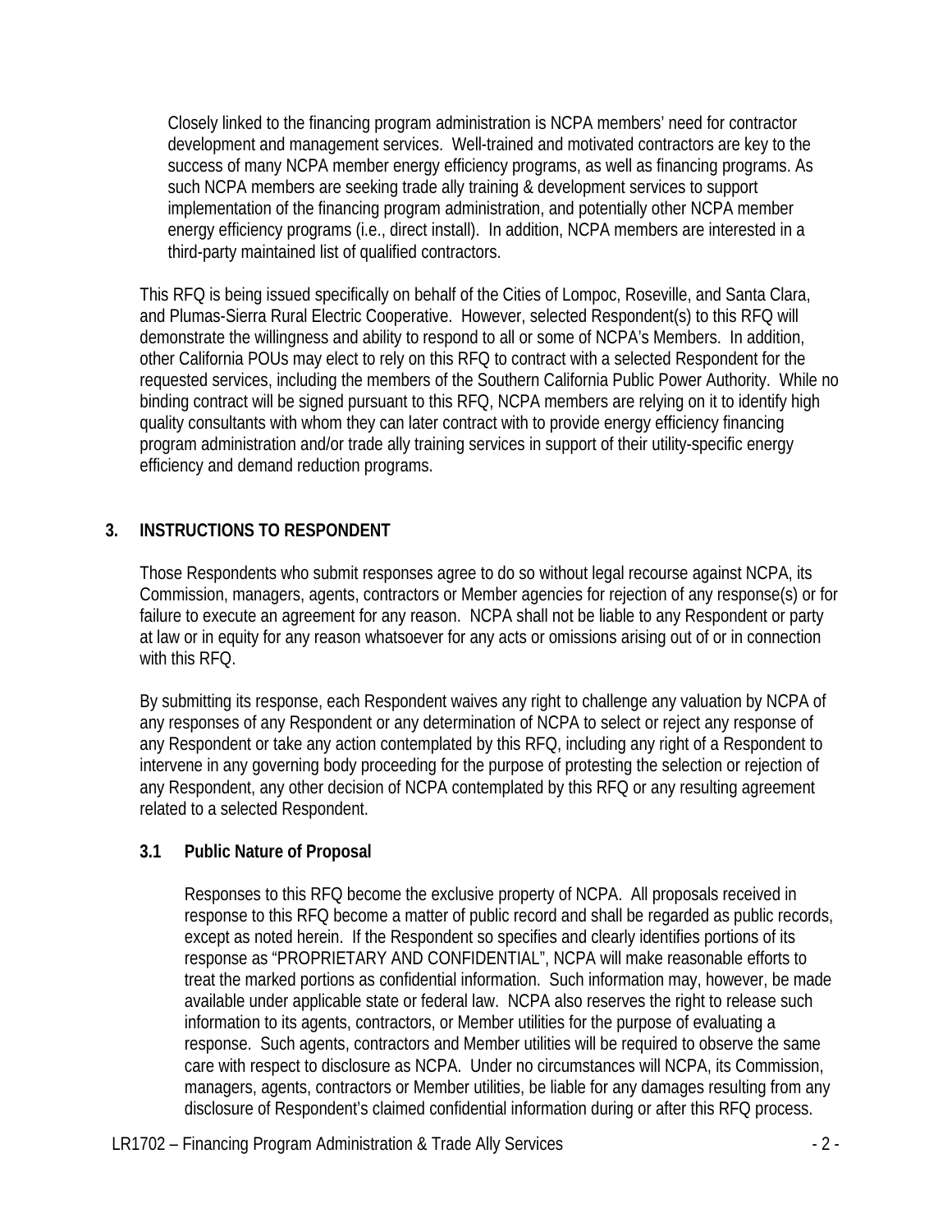Closely linked to the financing program administration is NCPA members' need for contractor development and management services. Well-trained and motivated contractors are key to the success of many NCPA member energy efficiency programs, as well as financing programs. As such NCPA members are seeking trade ally training & development services to support implementation of the financing program administration, and potentially other NCPA member energy efficiency programs (i.e., direct install). In addition, NCPA members are interested in a third-party maintained list of qualified contractors.

This RFQ is being issued specifically on behalf of the Cities of Lompoc, Roseville, and Santa Clara, and Plumas-Sierra Rural Electric Cooperative. However, selected Respondent(s) to this RFQ will demonstrate the willingness and ability to respond to all or some of NCPA's Members. In addition, other California POUs may elect to rely on this RFQ to contract with a selected Respondent for the requested services, including the members of the Southern California Public Power Authority. While no binding contract will be signed pursuant to this RFQ, NCPA members are relying on it to identify high quality consultants with whom they can later contract with to provide energy efficiency financing program administration and/or trade ally training services in support of their utility-specific energy efficiency and demand reduction programs.

## 3. INSTRUCTIONS TO RESPONDENT

Those Respondents who submit responses agree to do so without legal recourse against NCPA, its Commission, managers, agents, contractors or Member agencies for rejection of any response(s) or for failure to execute an agreement for any reason. NCPA shall not be liable to any Respondent or party at law or in equity for any reason whatsoever for any acts or omissions arising out of or in connection with this RFQ.

By submitting its response, each Respondent waives any right to challenge any valuation by NCPA of any responses of any Respondent or any determination of NCPA to select or reject any response of any Respondent or take any action contemplated by this RFQ, including any right of a Respondent to intervene in any governing body proceeding for the purpose of protesting the selection or rejection of any Respondent, any other decision of NCPA contemplated by this RFQ or any resulting agreement related to a selected Respondent.

### 3.1 Public Nature of Proposal

Responses to this RFQ become the exclusive property of NCPA. All proposals received in response to this RFQ become a matter of public record and shall be regarded as public records, except as noted herein. If the Respondent so specifies and clearly identifies portions of its response as "PROPRIETARY AND CONFIDENTIAL", NCPA will make reasonable efforts to treat the marked portions as confidential information. Such information may, however, be made available under applicable state or federal law. NCPA also reserves the right to release such information to its agents, contractors, or Member utilities for the purpose of evaluating a response. Such agents, contractors and Member utilities will be required to observe the same care with respect to disclosure as NCPA. Under no circumstances will NCPA, its Commission, managers, agents, contractors or Member utilities, be liable for any damages resulting from any disclosure of Respondent's claimed confidential information during or after this RFQ process.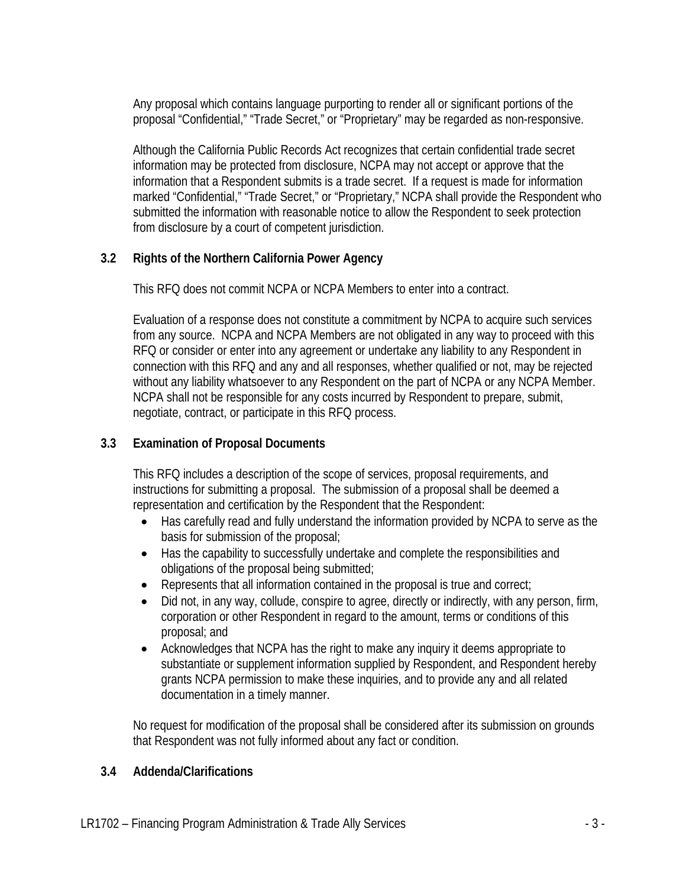Any proposal which contains language purporting to render all or significant portions of the proposal "Confidential," "Trade Secret," or "Proprietary" may be regarded as non-responsive.

Although the California Public Records Act recognizes that certain confidential trade secret information may be protected from disclosure, NCPA may not accept or approve that the information that a Respondent submits is a trade secret. If a request is made for information marked "Confidential," "Trade Secret," or "Proprietary," NCPA shall provide the Respondent who submitted the information with reasonable notice to allow the Respondent to seek protection from disclosure by a court of competent jurisdiction.

### 3.2 Rights of the Northern California Power Agency

This RFQ does not commit NCPA or NCPA Members to enter into a contract.

Evaluation of a response does not constitute a commitment by NCPA to acquire such services from any source. NCPA and NCPA Members are not obligated in any way to proceed with this RFQ or consider or enter into any agreement or undertake any liability to any Respondent in connection with this RFQ and any and all responses, whether qualified or not, may be rejected without any liability whatsoever to any Respondent on the part of NCPA or any NCPA Member. NCPA shall not be responsible for any costs incurred by Respondent to prepare, submit, negotiate, contract, or participate in this RFQ process.

### 3.3 Examination of Proposal Documents

This RFQ includes a description of the scope of services, proposal requirements, and instructions for submitting a proposal. The submission of a proposal shall be deemed a representation and certification by the Respondent that the Respondent:

- Has carefully read and fully understand the information provided by NCPA to serve as the basis for submission of the proposal;
- Has the capability to successfully undertake and complete the responsibilities and obligations of the proposal being submitted;
- Represents that all information contained in the proposal is true and correct;
- Did not, in any way, collude, conspire to agree, directly or indirectly, with any person, firm, corporation or other Respondent in regard to the amount, terms or conditions of this proposal; and
- Acknowledges that NCPA has the right to make any inquiry it deems appropriate to substantiate or supplement information supplied by Respondent, and Respondent hereby grants NCPA permission to make these inquiries, and to provide any and all related documentation in a timely manner.

No request for modification of the proposal shall be considered after its submission on grounds that Respondent was not fully informed about any fact or condition.

### 3.4 Addenda/Clarifications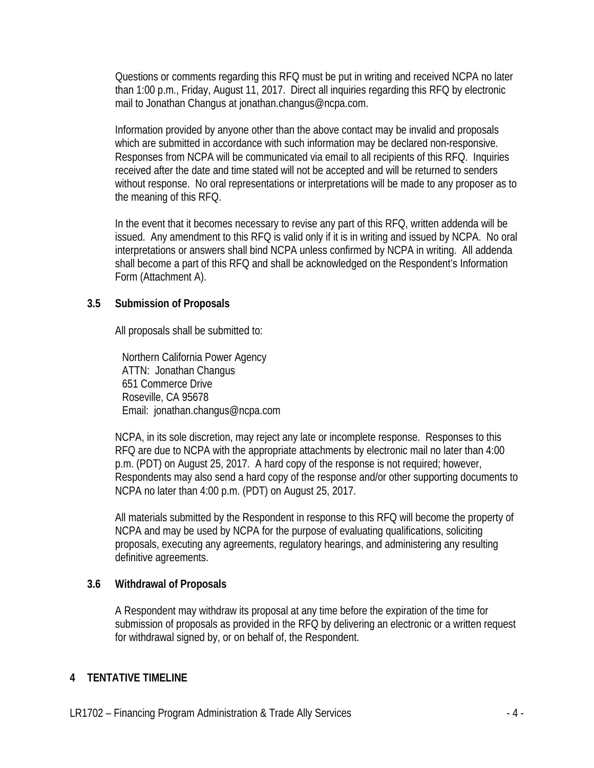Questions or comments regarding this RFQ must be put in writing and received NCPA no later than 1:00 p.m., Friday, August 11, 2017. Direct all inquiries regarding this RFQ by electronic mail to Jonathan Changus at jonathan.changus@ncpa.com.

Information provided by anyone other than the above contact may be invalid and proposals which are submitted in accordance with such information may be declared non-responsive. Responses from NCPA will be communicated via email to all recipients of this RFQ. Inquiries received after the date and time stated will not be accepted and will be returned to senders without response. No oral representations or interpretations will be made to any proposer as to the meaning of this RFQ.

In the event that it becomes necessary to revise any part of this RFQ, written addenda will be issued. Any amendment to this RFQ is valid only if it is in writing and issued by NCPA. No oral interpretations or answers shall bind NCPA unless confirmed by NCPA in writing. All addenda shall become a part of this RFQ and shall be acknowledged on the Respondent's Information Form (Attachment A).

### 3.5 Submission of Proposals

All proposals shall be submitted to:

Northern California Power Agency
ATTN: Jonathan Changus
651 Commerce Drive
Roseville, CA 95678
Email: jonathan.changus@ncpa.com

NCPA, in its sole discretion, may reject any late or incomplete response. Responses to this RFQ are due to NCPA with the appropriate attachments by electronic mail no later than 4:00 p.m. (PDT) on August 25, 2017. A hard copy of the response is not required; however, Respondents may also send a hard copy of the response and/or other supporting documents to NCPA no later than 4:00 p.m. (PDT) on August 25, 2017.

All materials submitted by the Respondent in response to this RFQ will become the property of NCPA and may be used by NCPA for the purpose of evaluating qualifications, soliciting proposals, executing any agreements, regulatory hearings, and administering any resulting definitive agreements.

### 3.6 Withdrawal of Proposals

A Respondent may withdraw its proposal at any time before the expiration of the time for submission of proposals as provided in the RFQ by delivering an electronic or a written request for withdrawal signed by, or on behalf of, the Respondent.

## 4 TENTATIVE TIMELINE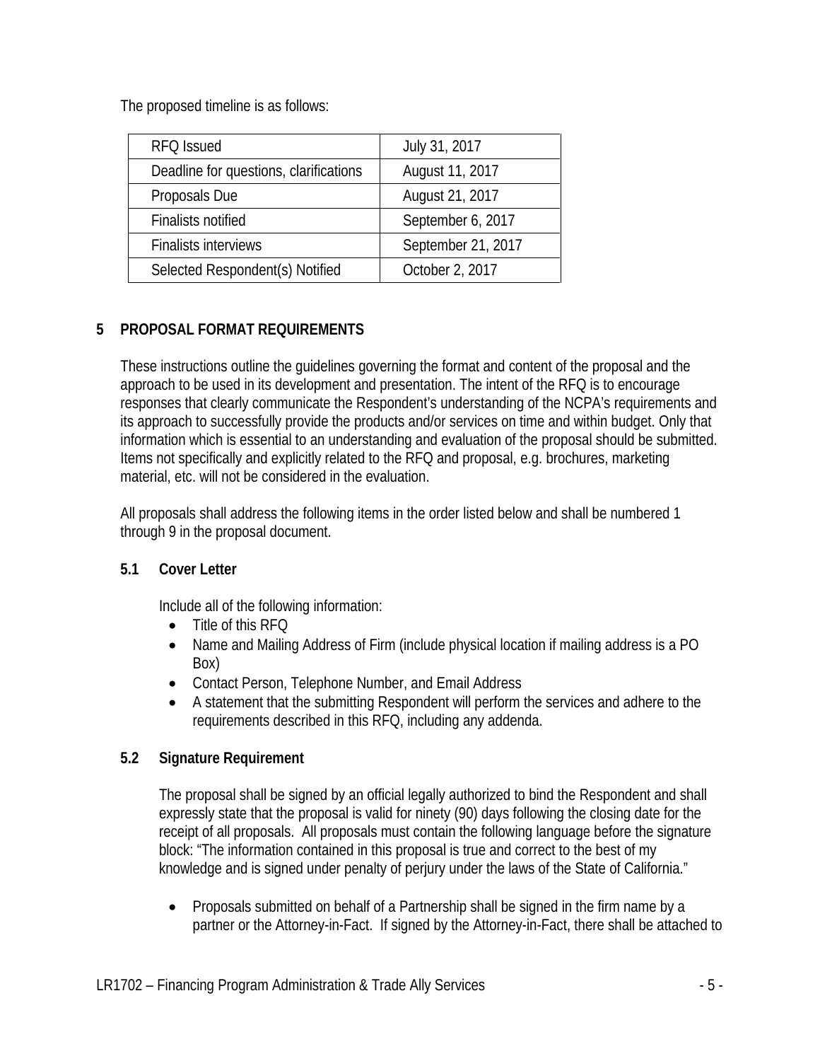The proposed timeline is as follows:

| RFQ Issued | July 31, 2017 |
| --- | --- |
| Deadline for questions, clarifications | August 11, 2017 |
| Proposals Due | August 21, 2017 |
| Finalists notified | September 6, 2017 |
| Finalists interviews | September 21, 2017 |
| Selected Respondent(s) Notified | October 2, 2017 |

## 5 PROPOSAL FORMAT REQUIREMENTS

These instructions outline the guidelines governing the format and content of the proposal and the approach to be used in its development and presentation. The intent of the RFQ is to encourage responses that clearly communicate the Respondent's understanding of the NCPA's requirements and its approach to successfully provide the products and/or services on time and within budget. Only that information which is essential to an understanding and evaluation of the proposal should be submitted. Items not specifically and explicitly related to the RFQ and proposal, e.g. brochures, marketing material, etc. will not be considered in the evaluation.

All proposals shall address the following items in the order listed below and shall be numbered 1 through 9 in the proposal document.

### 5.1 Cover Letter

Include all of the following information:

- Title of this RFQ
- Name and Mailing Address of Firm (include physical location if mailing address is a PO Box)
- Contact Person, Telephone Number, and Email Address
- A statement that the submitting Respondent will perform the services and adhere to the requirements described in this RFQ, including any addenda.

### 5.2 Signature Requirement

The proposal shall be signed by an official legally authorized to bind the Respondent and shall expressly state that the proposal is valid for ninety (90) days following the closing date for the receipt of all proposals. All proposals must contain the following language before the signature block: "The information contained in this proposal is true and correct to the best of my knowledge and is signed under penalty of perjury under the laws of the State of California."

- Proposals submitted on behalf of a Partnership shall be signed in the firm name by a partner or the Attorney-in-Fact. If signed by the Attorney-in-Fact, there shall be attached to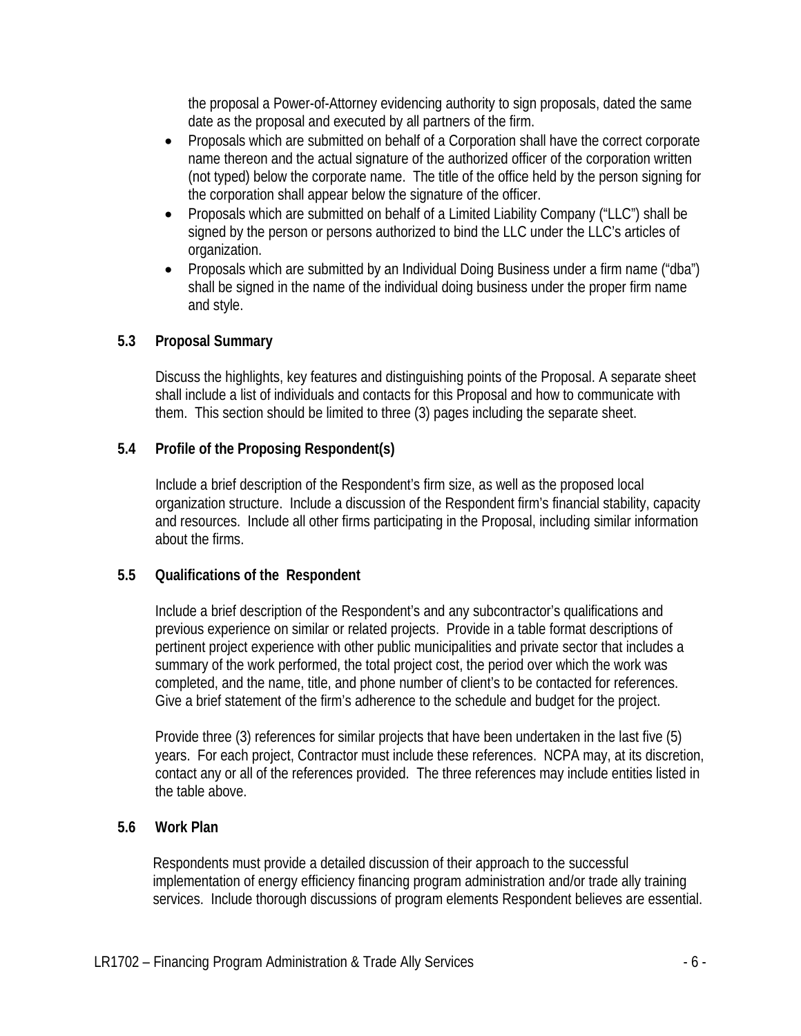the proposal a Power-of-Attorney evidencing authority to sign proposals, dated the same date as the proposal and executed by all partners of the firm.

- Proposals which are submitted on behalf of a Corporation shall have the correct corporate name thereon and the actual signature of the authorized officer of the corporation written (not typed) below the corporate name. The title of the office held by the person signing for the corporation shall appear below the signature of the officer.
- Proposals which are submitted on behalf of a Limited Liability Company ("LLC") shall be signed by the person or persons authorized to bind the LLC under the LLC's articles of organization.
- Proposals which are submitted by an Individual Doing Business under a firm name ("dba") shall be signed in the name of the individual doing business under the proper firm name and style.

### 5.3 Proposal Summary

Discuss the highlights, key features and distinguishing points of the Proposal. A separate sheet shall include a list of individuals and contacts for this Proposal and how to communicate with them. This section should be limited to three (3) pages including the separate sheet.

### 5.4 Profile of the Proposing Respondent(s)

Include a brief description of the Respondent's firm size, as well as the proposed local organization structure. Include a discussion of the Respondent firm's financial stability, capacity and resources. Include all other firms participating in the Proposal, including similar information about the firms.

### 5.5 Qualifications of the Respondent

Include a brief description of the Respondent's and any subcontractor's qualifications and previous experience on similar or related projects. Provide in a table format descriptions of pertinent project experience with other public municipalities and private sector that includes a summary of the work performed, the total project cost, the period over which the work was completed, and the name, title, and phone number of client's to be contacted for references. Give a brief statement of the firm's adherence to the schedule and budget for the project.

Provide three (3) references for similar projects that have been undertaken in the last five (5) years. For each project, Contractor must include these references. NCPA may, at its discretion, contact any or all of the references provided. The three references may include entities listed in the table above.

### 5.6 Work Plan

Respondents must provide a detailed discussion of their approach to the successful implementation of energy efficiency financing program administration and/or trade ally training services. Include thorough discussions of program elements Respondent believes are essential.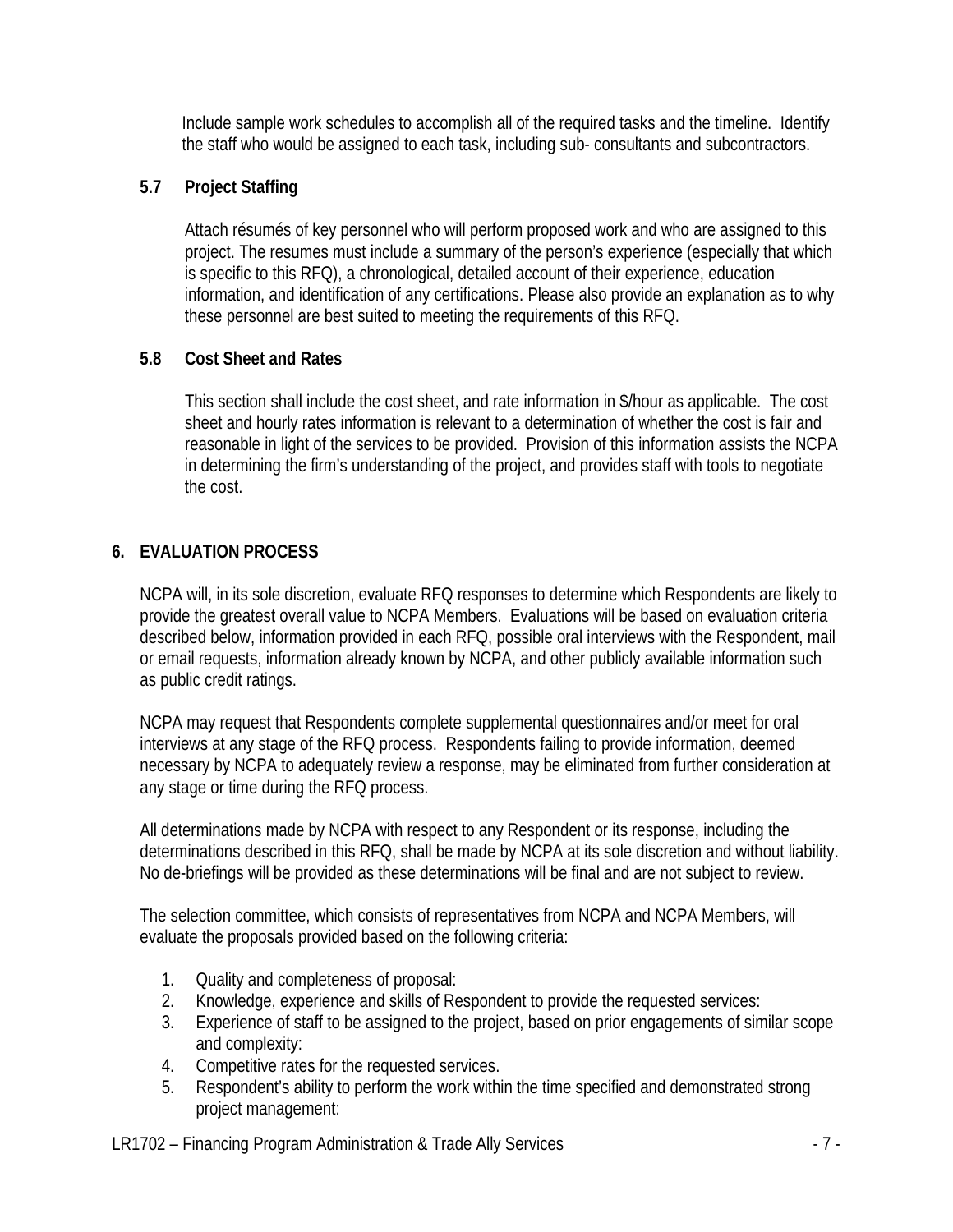Include sample work schedules to accomplish all of the required tasks and the timeline. Identify the staff who would be assigned to each task, including sub- consultants and subcontractors.

### 5.7 Project Staffing

Attach résumés of key personnel who will perform proposed work and who are assigned to this project. The resumes must include a summary of the person's experience (especially that which is specific to this RFQ), a chronological, detailed account of their experience, education information, and identification of any certifications. Please also provide an explanation as to why these personnel are best suited to meeting the requirements of this RFQ.

### 5.8 Cost Sheet and Rates

This section shall include the cost sheet, and rate information in $/hour as applicable. The cost sheet and hourly rates information is relevant to a determination of whether the cost is fair and reasonable in light of the services to be provided. Provision of this information assists the NCPA in determining the firm's understanding of the project, and provides staff with tools to negotiate the cost.

## 6. EVALUATION PROCESS

NCPA will, in its sole discretion, evaluate RFQ responses to determine which Respondents are likely to provide the greatest overall value to NCPA Members. Evaluations will be based on evaluation criteria described below, information provided in each RFQ, possible oral interviews with the Respondent, mail or email requests, information already known by NCPA, and other publicly available information such as public credit ratings.

NCPA may request that Respondents complete supplemental questionnaires and/or meet for oral interviews at any stage of the RFQ process. Respondents failing to provide information, deemed necessary by NCPA to adequately review a response, may be eliminated from further consideration at any stage or time during the RFQ process.

All determinations made by NCPA with respect to any Respondent or its response, including the determinations described in this RFQ, shall be made by NCPA at its sole discretion and without liability. No de-briefings will be provided as these determinations will be final and are not subject to review.

The selection committee, which consists of representatives from NCPA and NCPA Members, will evaluate the proposals provided based on the following criteria:

1. Quality and completeness of proposal:
2. Knowledge, experience and skills of Respondent to provide the requested services:
3. Experience of staff to be assigned to the project, based on prior engagements of similar scope and complexity:
4. Competitive rates for the requested services.
5. Respondent's ability to perform the work within the time specified and demonstrated strong project management: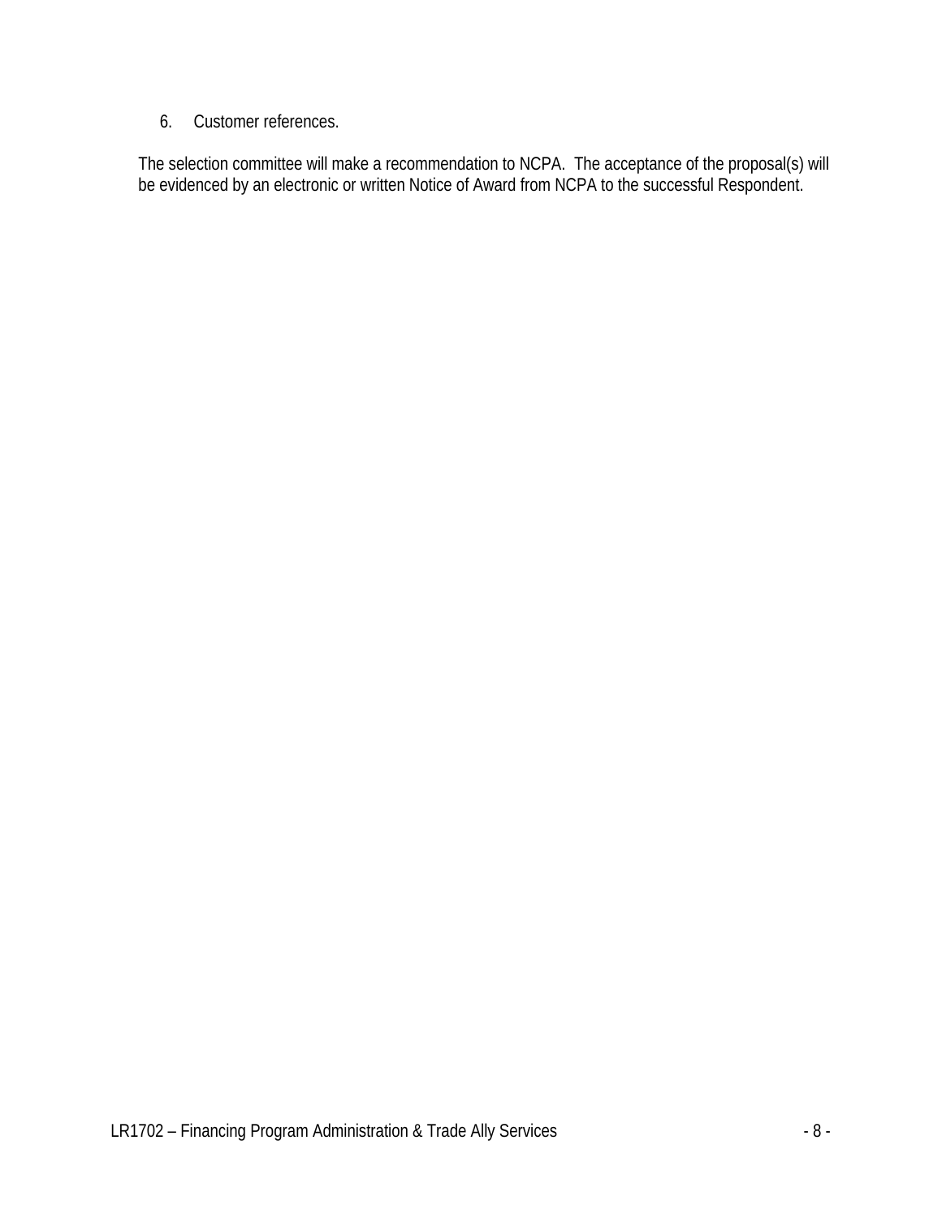6. Customer references.

The selection committee will make a recommendation to NCPA. The acceptance of the proposal(s) will be evidenced by an electronic or written Notice of Award from NCPA to the successful Respondent.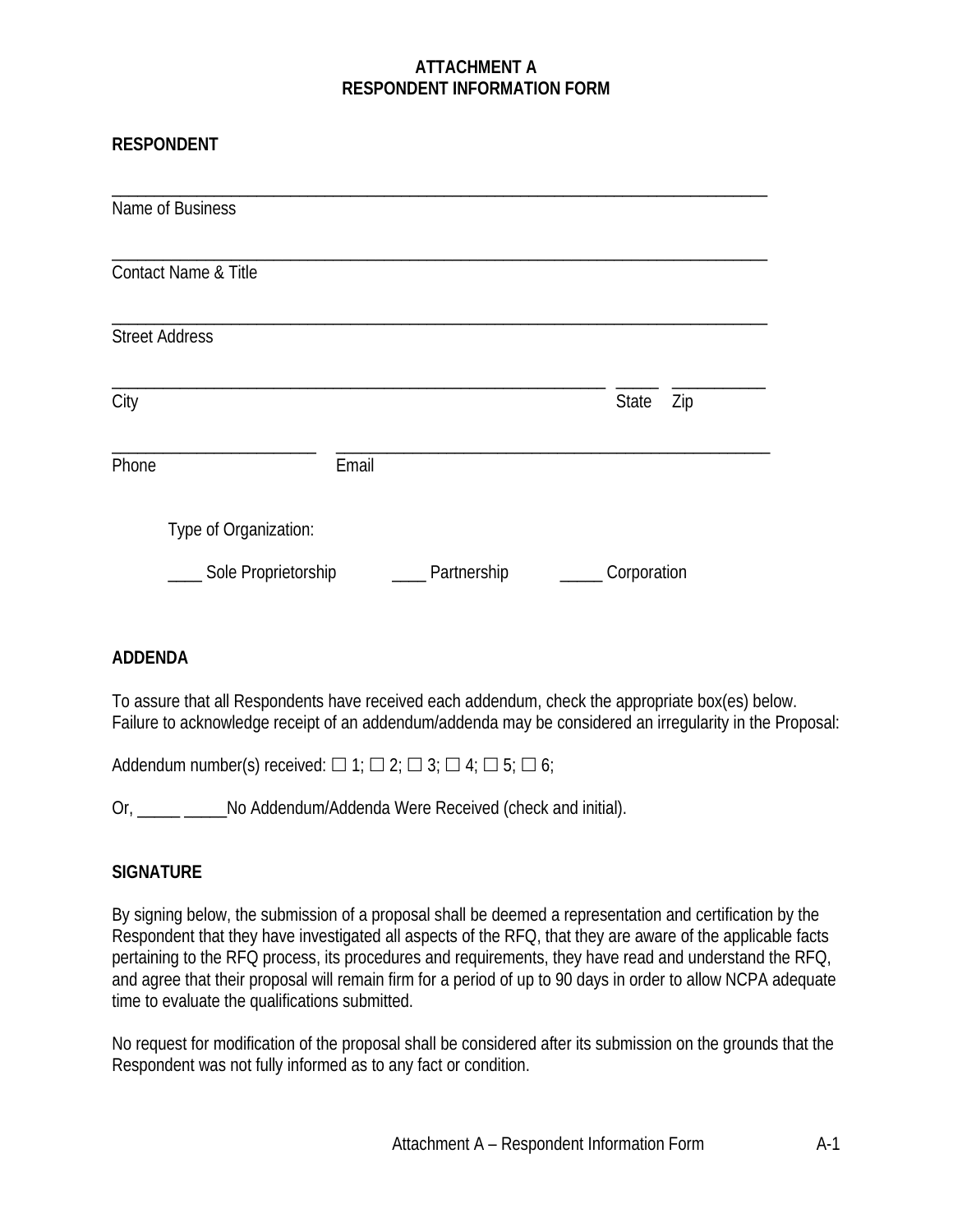## ATTACHMENT A
## RESPONDENT INFORMATION FORM

**RESPONDENT**

\_\_\_\_\_\_\_\_\_\_\_\_\_\_\_\_\_\_\_\_\_\_\_\_\_\_\_\_\_\_\_\_\_\_\_\_\_\_\_\_\_\_\_\_\_\_\_\_\_\_\_\_\_\_\_\_\_\_\_\_\_\_\_\_\_\_\_\_\_\_\_\_
Name of Business

\_\_\_\_\_\_\_\_\_\_\_\_\_\_\_\_\_\_\_\_\_\_\_\_\_\_\_\_\_\_\_\_\_\_\_\_\_\_\_\_\_\_\_\_\_\_\_\_\_\_\_\_\_\_\_\_\_\_\_\_\_\_\_\_\_\_\_\_\_\_\_\_
Contact Name & Title

\_\_\_\_\_\_\_\_\_\_\_\_\_\_\_\_\_\_\_\_\_\_\_\_\_\_\_\_\_\_\_\_\_\_\_\_\_\_\_\_\_\_\_\_\_\_\_\_\_\_\_\_\_\_\_\_\_\_\_\_\_\_\_\_\_\_\_\_\_\_\_\_
Street Address

\_\_\_\_\_\_\_\_\_\_\_\_\_\_\_\_\_\_\_\_\_\_\_\_\_\_\_\_\_\_\_\_\_\_\_\_\_\_\_\_\_\_\_\_\_\_\_\_\_\_\_\_\_\_\_\_ \_\_\_\_\_ \_\_\_\_\_\_\_\_\_\_\_
City State Zip

\_\_\_\_\_\_\_\_\_\_\_\_\_\_\_\_\_\_\_\_\_\_\_\_ \_\_\_\_\_\_\_\_\_\_\_\_\_\_\_\_\_\_\_\_\_\_\_\_\_\_\_\_\_\_\_\_\_\_\_\_\_\_\_\_\_\_\_\_\_\_\_\_\_\_\_\_\_
Phone Email

Type of Organization:

\_\_\_\_ Sole Proprietorship \_\_\_\_ Partnership \_\_\_\_\_ Corporation

**ADDENDA**

To assure that all Respondents have received each addendum, check the appropriate box(es) below. Failure to acknowledge receipt of an addendum/addenda may be considered an irregularity in the Proposal:

Addendum number(s) received: ☐ 1; ☐ 2; ☐ 3; ☐ 4; ☐ 5; ☐ 6;

Or, \_\_\_\_\_ \_\_\_\_\_No Addendum/Addenda Were Received (check and initial).

**SIGNATURE**

By signing below, the submission of a proposal shall be deemed a representation and certification by the Respondent that they have investigated all aspects of the RFQ, that they are aware of the applicable facts pertaining to the RFQ process, its procedures and requirements, they have read and understand the RFQ, and agree that their proposal will remain firm for a period of up to 90 days in order to allow NCPA adequate time to evaluate the qualifications submitted.

No request for modification of the proposal shall be considered after its submission on the grounds that the Respondent was not fully informed as to any fact or condition.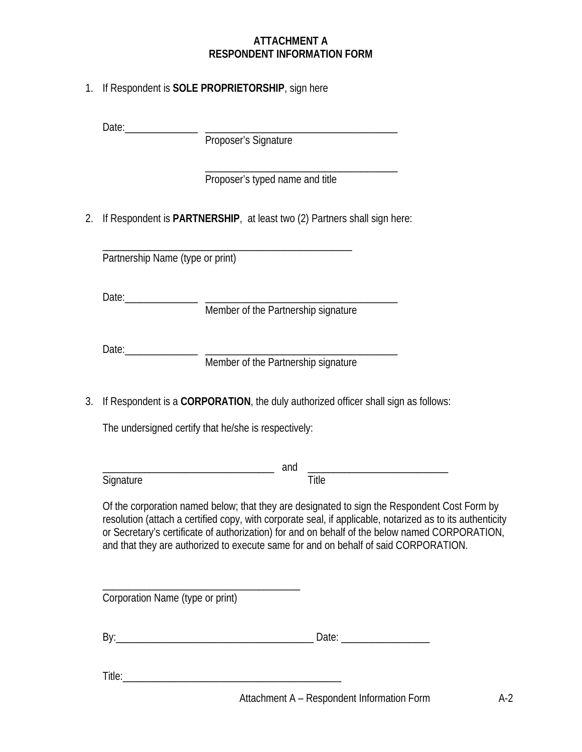# ATTACHMENT A
# RESPONDENT INFORMATION FORM

1. If Respondent is **SOLE PROPRIETORSHIP**, sign here

   Date:______________ ______________________________________
   Proposer's Signature

   ______________________________________
   Proposer's typed name and title

2. If Respondent is **PARTNERSHIP**, at least two (2) Partners shall sign here:

   __________________________________________________
   Partnership Name (type or print)

   Date:______________ ______________________________________
   Member of the Partnership signature

   Date:______________ ______________________________________
   Member of the Partnership signature

3. If Respondent is a **CORPORATION**, the duly authorized officer shall sign as follows:

   The undersigned certify that he/she is respectively:

   __________________________________ and ____________________________
   Signature Title

   Of the corporation named below; that they are designated to sign the Respondent Cost Form by resolution (attach a certified copy, with corporate seal, if applicable, notarized as to its authenticity or Secretary's certificate of authorization) for and on behalf of the below named CORPORATION, and that they are authorized to execute same for and on behalf of said CORPORATION.

   ________________________________________
   Corporation Name (type or print)

   By:_______________________________________ Date: _________________

   Title:____________________________________________